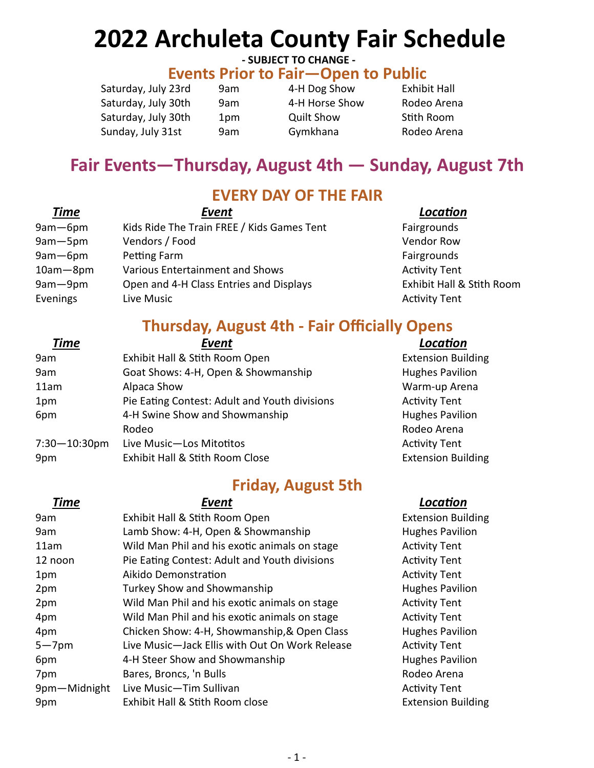# 2022 Archuleta County Fair Schedule

**- SUBJECT TO CHANGE -**

## Events Prior to Fair—Open to Public

| | | | |
|---|---|---|---|
| Saturday, July 23rd | 9am | 4-H Dog Show | Exhibit Hall |
| Saturday, July 30th | 9am | 4-H Horse Show | Rodeo Arena |
| Saturday, July 30th | 1pm | Quilt Show | Stith Room |
| Sunday, July 31st | 9am | Gymkhana | Rodeo Arena |

## Fair Events—Thursday, August 4th — Sunday, August 7th

### EVERY DAY OF THE FAIR

| *Time* | *Event* | *Location* |
|---|---|---|
| 9am—6pm | Kids Ride The Train FREE / Kids Games Tent | Fairgrounds |
| 9am—5pm | Vendors / Food | Vendor Row |
| 9am—6pm | Petting Farm | Fairgrounds |
| 10am—8pm | Various Entertainment and Shows | Activity Tent |
| 9am—9pm | Open and 4-H Class Entries and Displays | Exhibit Hall & Stith Room |
| Evenings | Live Music | Activity Tent |

### Thursday, August 4th - Fair Officially Opens

| *Time* | *Event* | *Location* |
|---|---|---|
| 9am | Exhibit Hall & Stith Room Open | Extension Building |
| 9am | Goat Shows: 4-H, Open & Showmanship | Hughes Pavilion |
| 11am | Alpaca Show | Warm-up Arena |
| 1pm | Pie Eating Contest: Adult and Youth divisions | Activity Tent |
| 6pm | 4-H Swine Show and Showmanship | Hughes Pavilion |
| | Rodeo | Rodeo Arena |
| 7:30—10:30pm | Live Music—Los Mitotitos | Activity Tent |
| 9pm | Exhibit Hall & Stith Room Close | Extension Building |

### Friday, August 5th

| *Time* | *Event* | *Location* |
|---|---|---|
| 9am | Exhibit Hall & Stith Room Open | Extension Building |
| 9am | Lamb Show: 4-H, Open & Showmanship | Hughes Pavilion |
| 11am | Wild Man Phil and his exotic animals on stage | Activity Tent |
| 12 noon | Pie Eating Contest: Adult and Youth divisions | Activity Tent |
| 1pm | Aikido Demonstration | Activity Tent |
| 2pm | Turkey Show and Showmanship | Hughes Pavilion |
| 2pm | Wild Man Phil and his exotic animals on stage | Activity Tent |
| 4pm | Wild Man Phil and his exotic animals on stage | Activity Tent |
| 4pm | Chicken Show: 4-H, Showmanship,& Open Class | Hughes Pavilion |
| 5—7pm | Live Music—Jack Ellis with Out On Work Release | Activity Tent |
| 6pm | 4-H Steer Show and Showmanship | Hughes Pavilion |
| 7pm | Bares, Broncs, 'n Bulls | Rodeo Arena |
| 9pm—Midnight | Live Music—Tim Sullivan | Activity Tent |
| 9pm | Exhibit Hall & Stith Room close | Extension Building |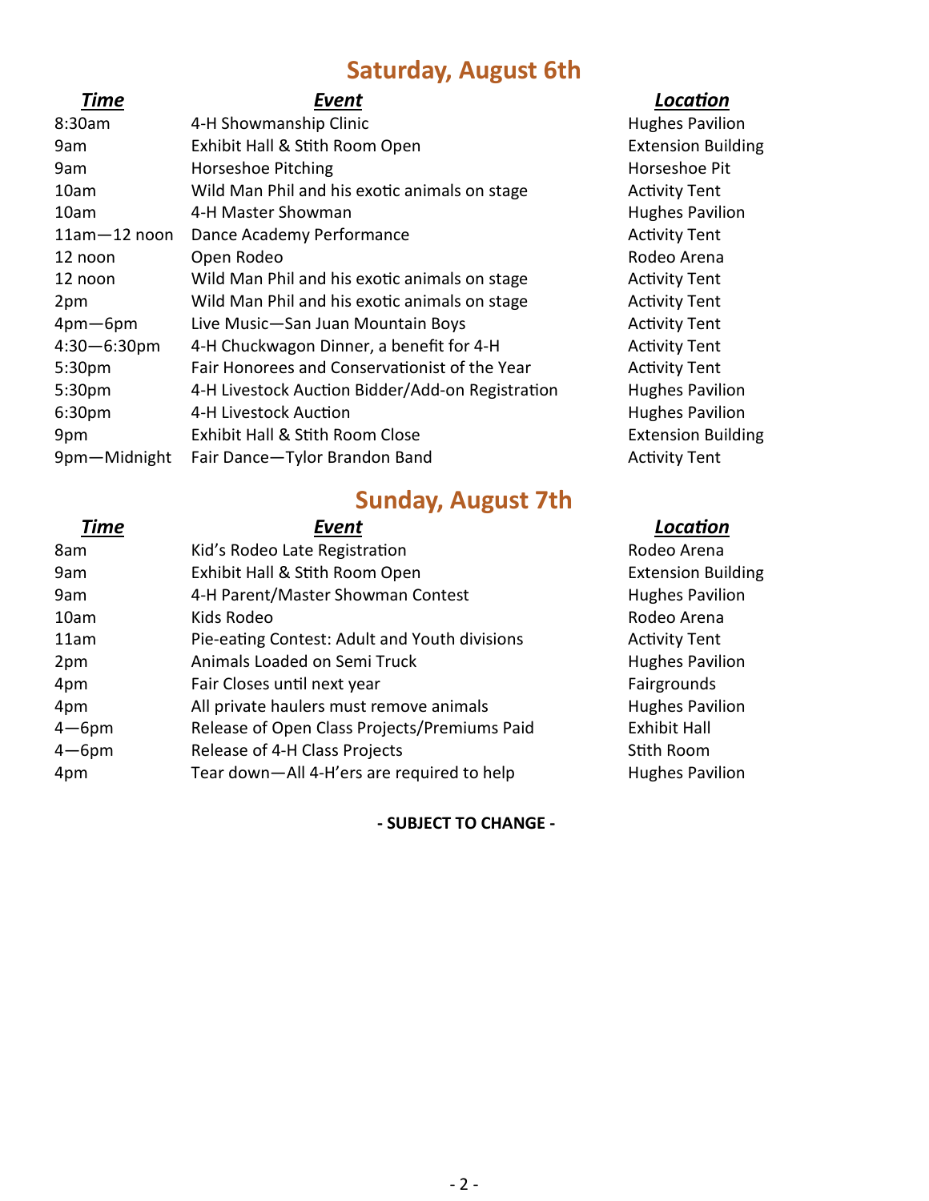## Saturday, August 6th

| *Time* | *Event* | *Location* |
|---|---|---|
| 8:30am | 4-H Showmanship Clinic | Hughes Pavilion |
| 9am | Exhibit Hall & Stith Room Open | Extension Building |
| 9am | Horseshoe Pitching | Horseshoe Pit |
| 10am | Wild Man Phil and his exotic animals on stage | Activity Tent |
| 10am | 4-H Master Showman | Hughes Pavilion |
| 11am—12 noon | Dance Academy Performance | Activity Tent |
| 12 noon | Open Rodeo | Rodeo Arena |
| 12 noon | Wild Man Phil and his exotic animals on stage | Activity Tent |
| 2pm | Wild Man Phil and his exotic animals on stage | Activity Tent |
| 4pm—6pm | Live Music—San Juan Mountain Boys | Activity Tent |
| 4:30—6:30pm | 4-H Chuckwagon Dinner, a benefit for 4-H | Activity Tent |
| 5:30pm | Fair Honorees and Conservationist of the Year | Activity Tent |
| 5:30pm | 4-H Livestock Auction Bidder/Add-on Registration | Hughes Pavilion |
| 6:30pm | 4-H Livestock Auction | Hughes Pavilion |
| 9pm | Exhibit Hall & Stith Room Close | Extension Building |
| 9pm—Midnight | Fair Dance—Tylor Brandon Band | Activity Tent |

## Sunday, August 7th

| *Time* | *Event* | *Location* |
|---|---|---|
| 8am | Kid's Rodeo Late Registration | Rodeo Arena |
| 9am | Exhibit Hall & Stith Room Open | Extension Building |
| 9am | 4-H Parent/Master Showman Contest | Hughes Pavilion |
| 10am | Kids Rodeo | Rodeo Arena |
| 11am | Pie-eating Contest: Adult and Youth divisions | Activity Tent |
| 2pm | Animals Loaded on Semi Truck | Hughes Pavilion |
| 4pm | Fair Closes until next year | Fairgrounds |
| 4pm | All private haulers must remove animals | Hughes Pavilion |
| 4—6pm | Release of Open Class Projects/Premiums Paid | Exhibit Hall |
| 4—6pm | Release of 4-H Class Projects | Stith Room |
| 4pm | Tear down—All 4-H'ers are required to help | Hughes Pavilion |

**- SUBJECT TO CHANGE -**